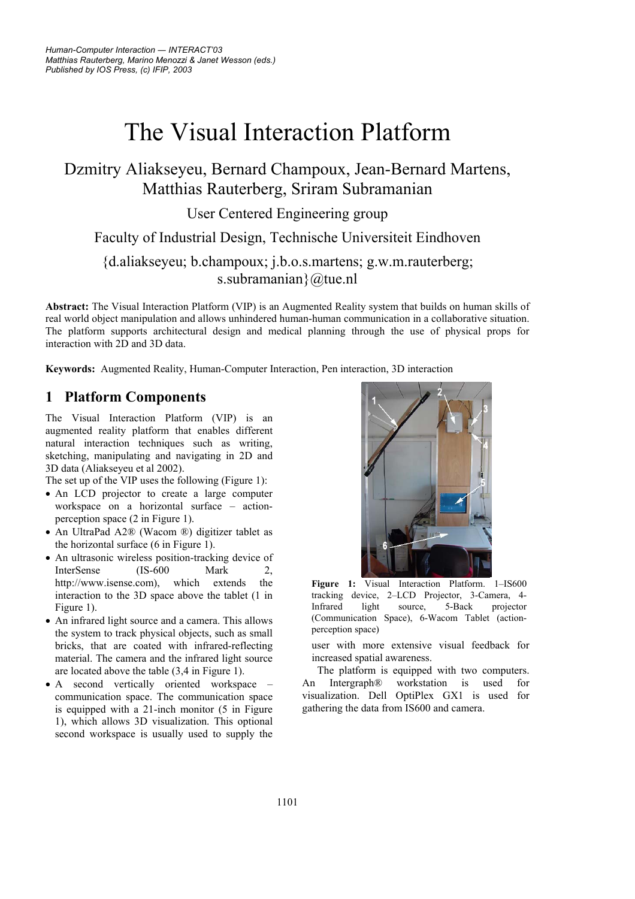# The Visual Interaction Platform

Dzmitry Aliakseyeu, Bernard Champoux, Jean-Bernard Martens, Matthias Rauterberg, Sriram Subramanian

User Centered Engineering group

Faculty of Industrial Design, Technische Universiteit Eindhoven

{d.aliakseyeu; b.champoux; j.b.o.s.martens; g.w.m.rauterberg; s.subramanian}@tue.nl

**Abstract:** The Visual Interaction Platform (VIP) is an Augmented Reality system that builds on human skills of real world object manipulation and allows unhindered human-human communication in a collaborative situation. The platform supports architectural design and medical planning through the use of physical props for interaction with 2D and 3D data.

**Keywords:** Augmented Reality, Human-Computer Interaction, Pen interaction, 3D interaction

## 1 Platform Components

The Visual Interaction Platform (VIP) is an augmented reality platform that enables different natural interaction techniques such as writing, sketching, manipulating and navigating in 2D and 3D data (Aliakseyeu et al 2002).

The set up of the VIP uses the following (Figure 1):

- An LCD projector to create a large computer workspace on a horizontal surface – action-perception space (2 in Figure 1).
- An UltraPad A2® (Wacom ®) digitizer tablet as the horizontal surface (6 in Figure 1).
- An ultrasonic wireless position-tracking device of InterSense (IS-600 Mark 2, http://www.isense.com), which extends the interaction to the 3D space above the tablet (1 in Figure 1).
- An infrared light source and a camera. This allows the system to track physical objects, such as small bricks, that are coated with infrared-reflecting material. The camera and the infrared light source are located above the table (3,4 in Figure 1).
- A second vertically oriented workspace – communication space. The communication space is equipped with a 21-inch monitor (5 in Figure 1), which allows 3D visualization. This optional second workspace is usually used to supply the user with more extensive visual feedback for increased spatial awareness.

**Figure 1:** Visual Interaction Platform. 1–IS600 tracking device, 2–LCD Projector, 3-Camera, 4-Infrared light source, 5-Back projector (Communication Space), 6-Wacom Tablet (action-perception space)

The platform is equipped with two computers. An Intergraph® workstation is used for visualization. Dell OptiPlex GX1 is used for gathering the data from IS600 and camera.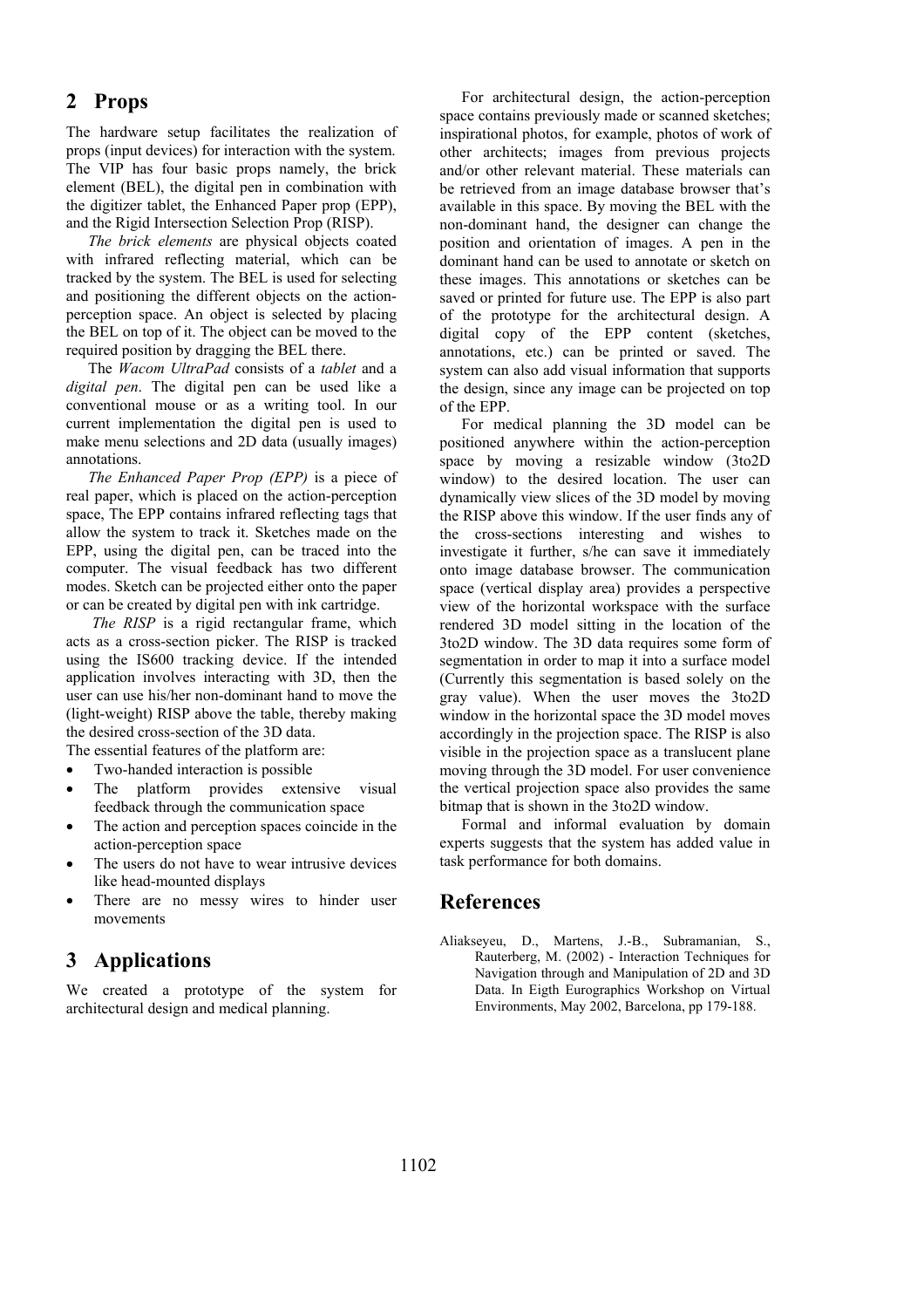## 2 Props

The hardware setup facilitates the realization of props (input devices) for interaction with the system. The VIP has four basic props namely, the brick element (BEL), the digital pen in combination with the digitizer tablet, the Enhanced Paper prop (EPP), and the Rigid Intersection Selection Prop (RISP).

*The brick elements* are physical objects coated with infrared reflecting material, which can be tracked by the system. The BEL is used for selecting and positioning the different objects on the action-perception space. An object is selected by placing the BEL on top of it. The object can be moved to the required position by dragging the BEL there.

The *Wacom UltraPad* consists of a *tablet* and a *digital pen*. The digital pen can be used like a conventional mouse or as a writing tool. In our current implementation the digital pen is used to make menu selections and 2D data (usually images) annotations.

*The Enhanced Paper Prop (EPP)* is a piece of real paper, which is placed on the action-perception space, The EPP contains infrared reflecting tags that allow the system to track it. Sketches made on the EPP, using the digital pen, can be traced into the computer. The visual feedback has two different modes. Sketch can be projected either onto the paper or can be created by digital pen with ink cartridge.

*The RISP* is a rigid rectangular frame, which acts as a cross-section picker. The RISP is tracked using the IS600 tracking device. If the intended application involves interacting with 3D, then the user can use his/her non-dominant hand to move the (light-weight) RISP above the table, thereby making the desired cross-section of the 3D data.

The essential features of the platform are:

- Two-handed interaction is possible
- The platform provides extensive visual feedback through the communication space
- The action and perception spaces coincide in the action-perception space
- The users do not have to wear intrusive devices like head-mounted displays
- There are no messy wires to hinder user movements

## 3 Applications

We created a prototype of the system for architectural design and medical planning.

For architectural design, the action-perception space contains previously made or scanned sketches; inspirational photos, for example, photos of work of other architects; images from previous projects and/or other relevant material. These materials can be retrieved from an image database browser that's available in this space. By moving the BEL with the non-dominant hand, the designer can change the position and orientation of images. A pen in the dominant hand can be used to annotate or sketch on these images. This annotations or sketches can be saved or printed for future use. The EPP is also part of the prototype for the architectural design. A digital copy of the EPP content (sketches, annotations, etc.) can be printed or saved. The system can also add visual information that supports the design, since any image can be projected on top of the EPP.

For medical planning the 3D model can be positioned anywhere within the action-perception space by moving a resizable window (3to2D window) to the desired location. The user can dynamically view slices of the 3D model by moving the RISP above this window. If the user finds any of the cross-sections interesting and wishes to investigate it further, s/he can save it immediately onto image database browser. The communication space (vertical display area) provides a perspective view of the horizontal workspace with the surface rendered 3D model sitting in the location of the 3to2D window. The 3D data requires some form of segmentation in order to map it into a surface model (Currently this segmentation is based solely on the gray value). When the user moves the 3to2D window in the horizontal space the 3D model moves accordingly in the projection space. The RISP is also visible in the projection space as a translucent plane moving through the 3D model. For user convenience the vertical projection space also provides the same bitmap that is shown in the 3to2D window.

Formal and informal evaluation by domain experts suggests that the system has added value in task performance for both domains.

## References

Aliakseyeu, D., Martens, J.-B., Subramanian, S., Rauterberg, M. (2002) - Interaction Techniques for Navigation through and Manipulation of 2D and 3D Data. In Eigth Eurographics Workshop on Virtual Environments, May 2002, Barcelona, pp 179-188.